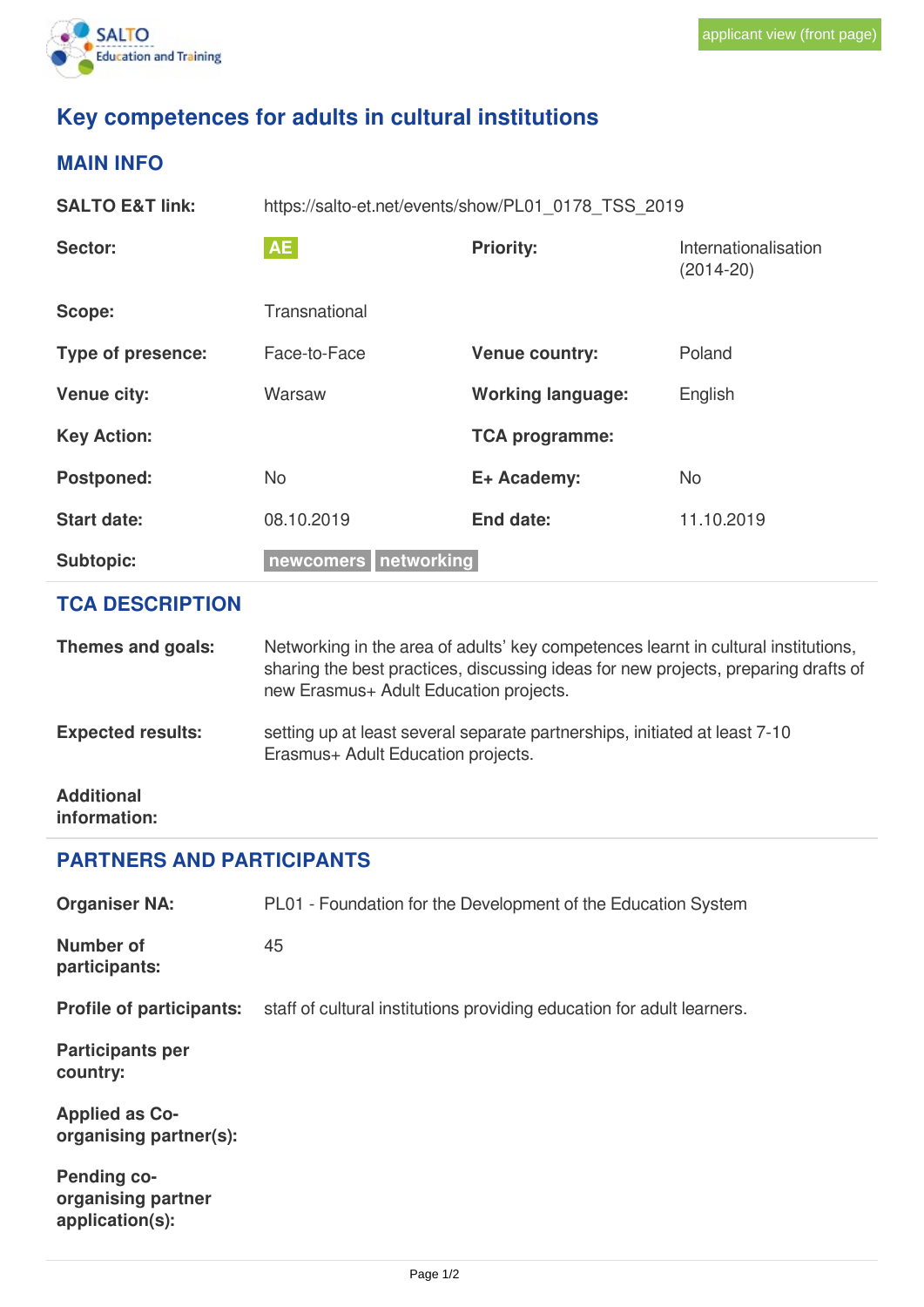applicant view (front page)

# Key competences for adults in cultural institutions

## MAIN INFO

| | | | |
|---|---|---|---|
| **SALTO E&T link:** | https://salto-et.net/events/show/PL01_0178_TSS_2019 | | |
| **Sector:** | AE | **Priority:** | Internationalisation (2014-20) |
| **Scope:** | Transnational | | |
| **Type of presence:** | Face-to-Face | **Venue country:** | Poland |
| **Venue city:** | Warsaw | **Working language:** | English |
| **Key Action:** | | **TCA programme:** | |
| **Postponed:** | No | **E+ Academy:** | No |
| **Start date:** | 08.10.2019 | **End date:** | 11.10.2019 |
| **Subtopic:** | newcomers networking | | |

## TCA DESCRIPTION

**Themes and goals:** Networking in the area of adults' key competences learnt in cultural institutions, sharing the best practices, discussing ideas for new projects, preparing drafts of new Erasmus+ Adult Education projects.

**Expected results:** setting up at least several separate partnerships, initiated at least 7-10 Erasmus+ Adult Education projects.

**Additional information:**

## PARTNERS AND PARTICIPANTS

**Organiser NA:** PL01 - Foundation for the Development of the Education System

**Number of participants:** 45

**Profile of participants:** staff of cultural institutions providing education for adult learners.

**Participants per country:**

**Applied as Co-organising partner(s):**

**Pending co-organising partner application(s):**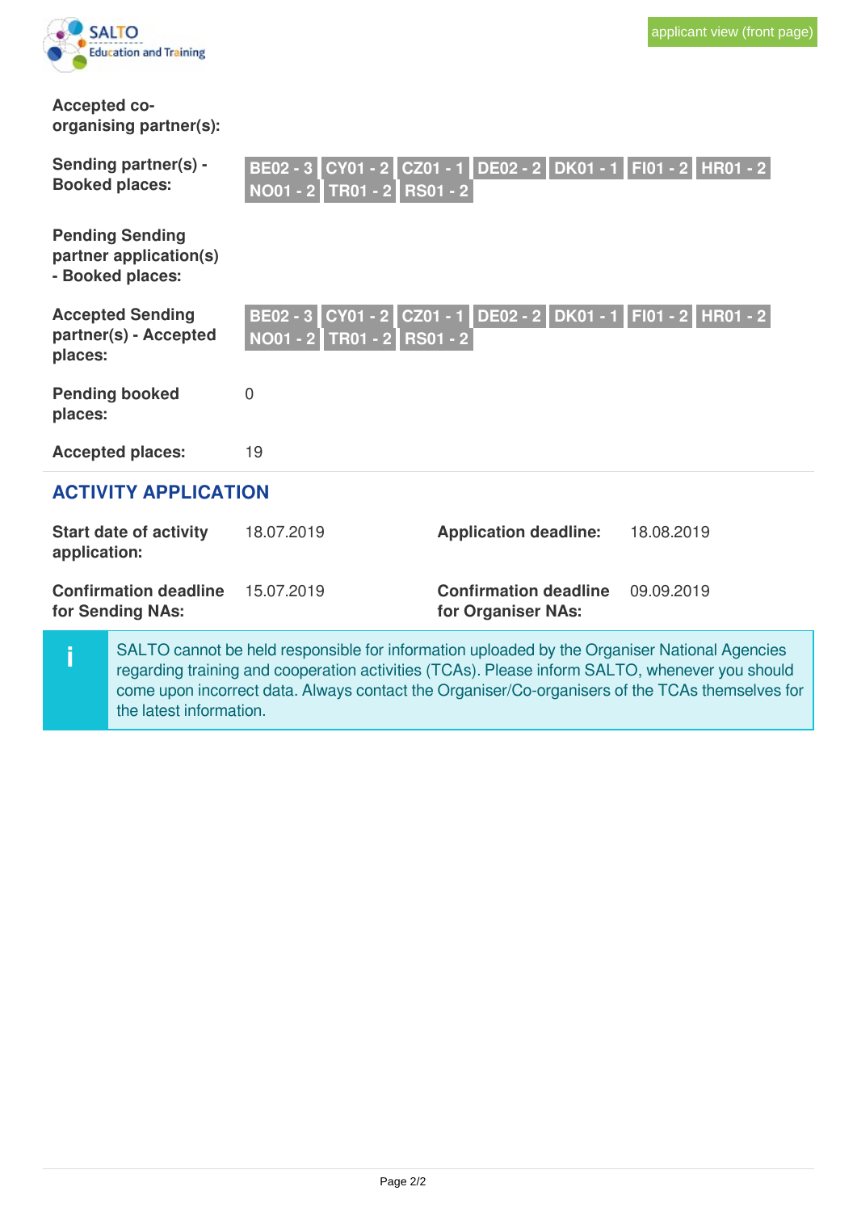applicant view (front page)

**Accepted co-organising partner(s):**

**Sending partner(s) - Booked places:** BE02 - 3 CY01 - 2 CZ01 - 1 DE02 - 2 DK01 - 1 FI01 - 2 HR01 - 2 NO01 - 2 TR01 - 2 RS01 - 2

**Pending Sending partner application(s) - Booked places:**

**Accepted Sending partner(s) - Accepted places:** BE02 - 3 CY01 - 2 CZ01 - 1 DE02 - 2 DK01 - 1 FI01 - 2 HR01 - 2 NO01 - 2 TR01 - 2 RS01 - 2

**Pending booked places:** 0

**Accepted places:** 19

## ACTIVITY APPLICATION

| | | | |
|---|---|---|---|
| **Start date of activity application:** | 18.07.2019 | **Application deadline:** | 18.08.2019 |
| **Confirmation deadline for Sending NAs:** | 15.07.2019 | **Confirmation deadline for Organiser NAs:** | 09.09.2019 |

i SALTO cannot be held responsible for information uploaded by the Organiser National Agencies regarding training and cooperation activities (TCAs). Please inform SALTO, whenever you should come upon incorrect data. Always contact the Organiser/Co-organisers of the TCAs themselves for the latest information.